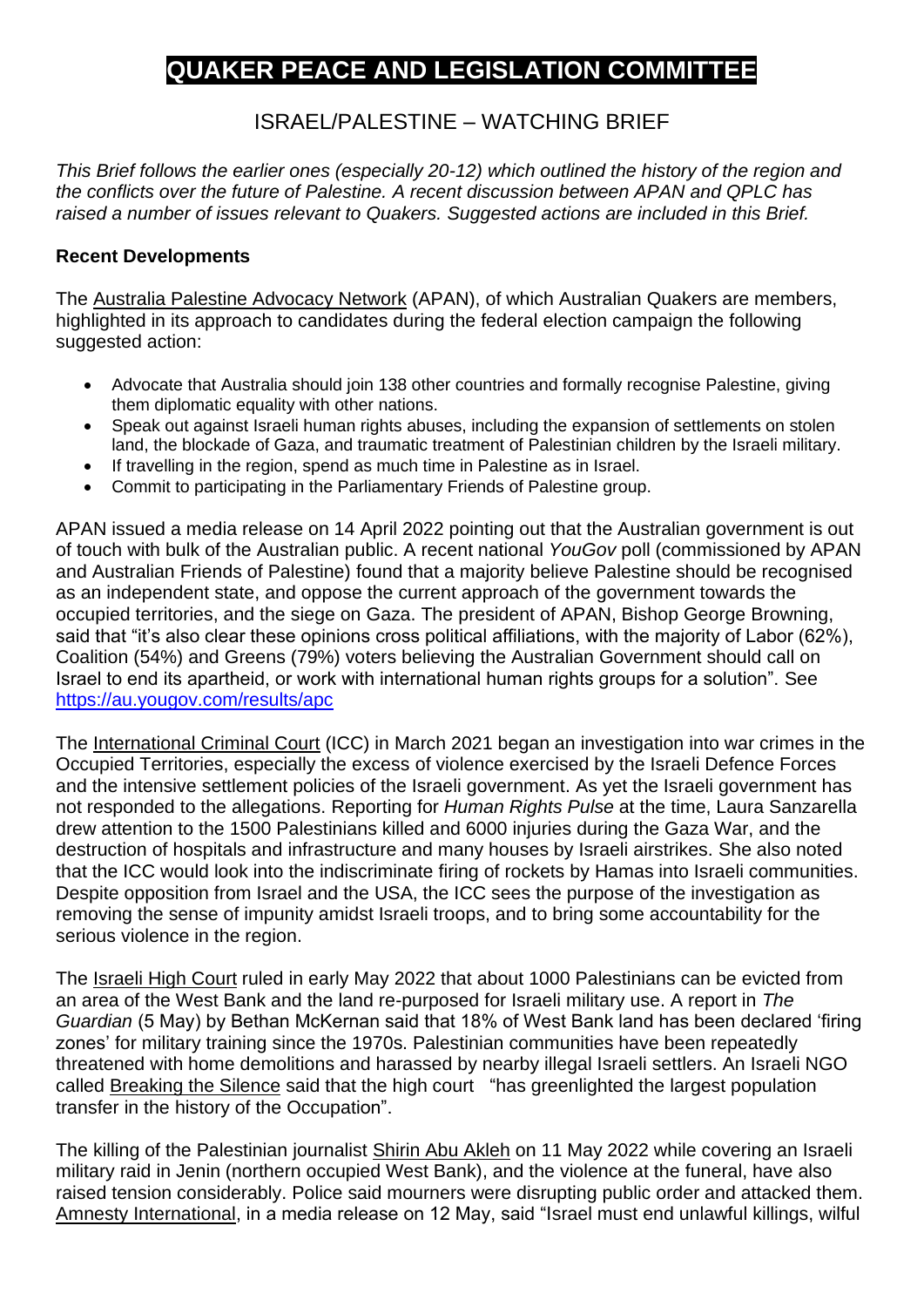# QUAKER PEACE AND LEGISLATION COMMITTEE

## ISRAEL/PALESTINE – WATCHING BRIEF

*This Brief follows the earlier ones (especially 20-12) which outlined the history of the region and the conflicts over the future of Palestine. A recent discussion between APAN and QPLC has raised a number of issues relevant to Quakers. Suggested actions are included in this Brief.*

### Recent Developments

The Australia Palestine Advocacy Network (APAN), of which Australian Quakers are members, highlighted in its approach to candidates during the federal election campaign the following suggested action:

- Advocate that Australia should join 138 other countries and formally recognise Palestine, giving them diplomatic equality with other nations.
- Speak out against Israeli human rights abuses, including the expansion of settlements on stolen land, the blockade of Gaza, and traumatic treatment of Palestinian children by the Israeli military.
- If travelling in the region, spend as much time in Palestine as in Israel.
- Commit to participating in the Parliamentary Friends of Palestine group.

APAN issued a media release on 14 April 2022 pointing out that the Australian government is out of touch with bulk of the Australian public. A recent national *YouGov* poll (commissioned by APAN and Australian Friends of Palestine) found that a majority believe Palestine should be recognised as an independent state, and oppose the current approach of the government towards the occupied territories, and the siege on Gaza. The president of APAN, Bishop George Browning, said that "it's also clear these opinions cross political affiliations, with the majority of Labor (62%), Coalition (54%) and Greens (79%) voters believing the Australian Government should call on Israel to end its apartheid, or work with international human rights groups for a solution". See https://au.yougov.com/results/apc

The International Criminal Court (ICC) in March 2021 began an investigation into war crimes in the Occupied Territories, especially the excess of violence exercised by the Israeli Defence Forces and the intensive settlement policies of the Israeli government. As yet the Israeli government has not responded to the allegations. Reporting for *Human Rights Pulse* at the time, Laura Sanzarella drew attention to the 1500 Palestinians killed and 6000 injuries during the Gaza War, and the destruction of hospitals and infrastructure and many houses by Israeli airstrikes. She also noted that the ICC would look into the indiscriminate firing of rockets by Hamas into Israeli communities. Despite opposition from Israel and the USA, the ICC sees the purpose of the investigation as removing the sense of impunity amidst Israeli troops, and to bring some accountability for the serious violence in the region.

The Israeli High Court ruled in early May 2022 that about 1000 Palestinians can be evicted from an area of the West Bank and the land re-purposed for Israeli military use. A report in *The Guardian* (5 May) by Bethan McKernan said that 18% of West Bank land has been declared 'firing zones' for military training since the 1970s. Palestinian communities have been repeatedly threatened with home demolitions and harassed by nearby illegal Israeli settlers. An Israeli NGO called Breaking the Silence said that the high court "has greenlighted the largest population transfer in the history of the Occupation".

The killing of the Palestinian journalist Shirin Abu Akleh on 11 May 2022 while covering an Israeli military raid in Jenin (northern occupied West Bank), and the violence at the funeral, have also raised tension considerably. Police said mourners were disrupting public order and attacked them. Amnesty International, in a media release on 12 May, said "Israel must end unlawful killings, wilful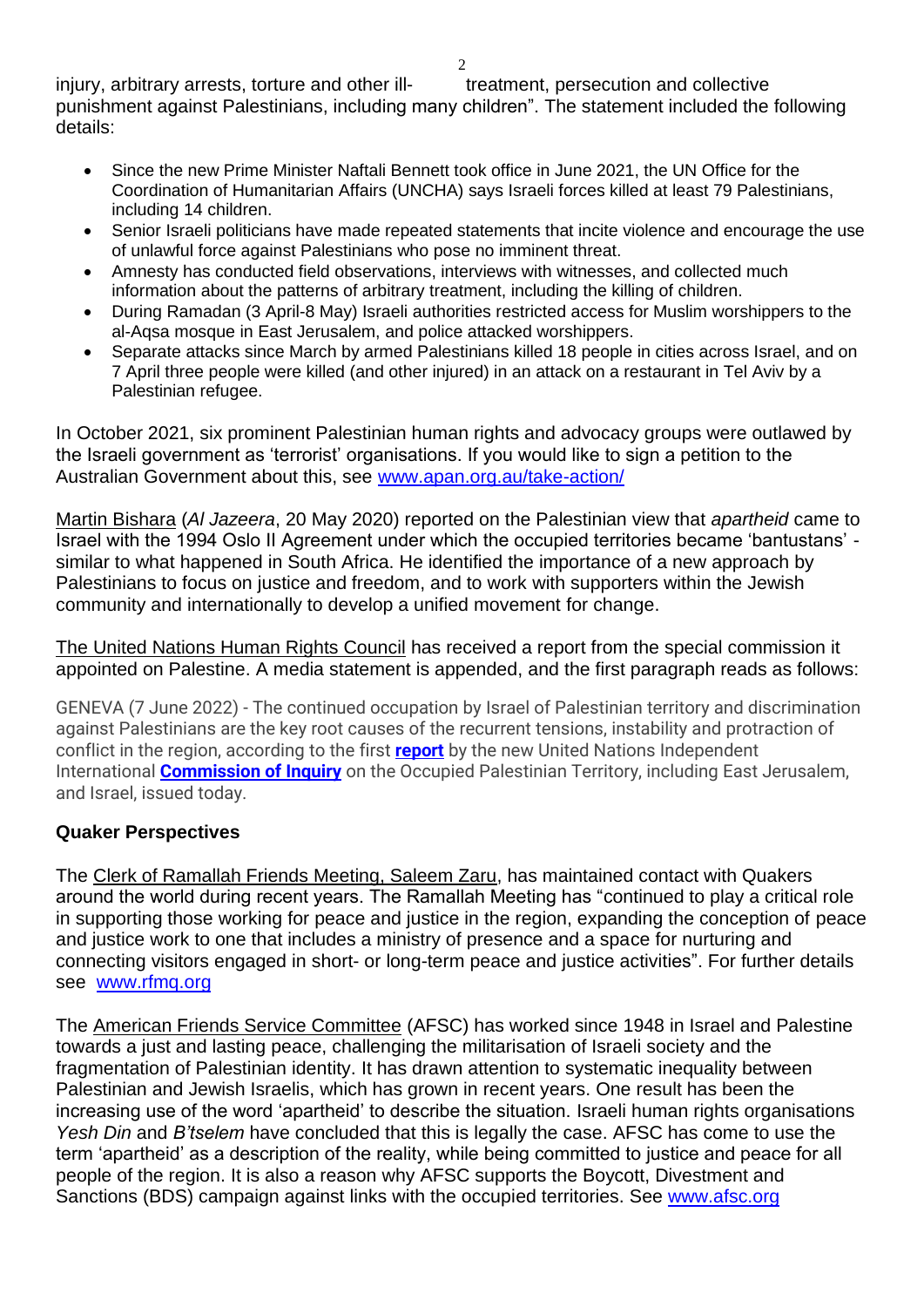injury, arbitrary arrests, torture and other ill- treatment, persecution and collective punishment against Palestinians, including many children". The statement included the following details:

- Since the new Prime Minister Naftali Bennett took office in June 2021, the UN Office for the Coordination of Humanitarian Affairs (UNCHA) says Israeli forces killed at least 79 Palestinians, including 14 children.
- Senior Israeli politicians have made repeated statements that incite violence and encourage the use of unlawful force against Palestinians who pose no imminent threat.
- Amnesty has conducted field observations, interviews with witnesses, and collected much information about the patterns of arbitrary treatment, including the killing of children.
- During Ramadan (3 April-8 May) Israeli authorities restricted access for Muslim worshippers to the al-Aqsa mosque in East Jerusalem, and police attacked worshippers.
- Separate attacks since March by armed Palestinians killed 18 people in cities across Israel, and on 7 April three people were killed (and other injured) in an attack on a restaurant in Tel Aviv by a Palestinian refugee.

In October 2021, six prominent Palestinian human rights and advocacy groups were outlawed by the Israeli government as 'terrorist' organisations. If you would like to sign a petition to the Australian Government about this, see www.apan.org.au/take-action/

Martin Bishara (*Al Jazeera*, 20 May 2020) reported on the Palestinian view that *apartheid* came to Israel with the 1994 Oslo II Agreement under which the occupied territories became 'bantustans' - similar to what happened in South Africa. He identified the importance of a new approach by Palestinians to focus on justice and freedom, and to work with supporters within the Jewish community and internationally to develop a unified movement for change.

The United Nations Human Rights Council has received a report from the special commission it appointed on Palestine. A media statement is appended, and the first paragraph reads as follows:

GENEVA (7 June 2022) - The continued occupation by Israel of Palestinian territory and discrimination against Palestinians are the key root causes of the recurrent tensions, instability and protraction of conflict in the region, according to the first **report** by the new United Nations Independent International **Commission of Inquiry** on the Occupied Palestinian Territory, including East Jerusalem, and Israel, issued today.

## Quaker Perspectives

The Clerk of Ramallah Friends Meeting, Saleem Zaru, has maintained contact with Quakers around the world during recent years. The Ramallah Meeting has "continued to play a critical role in supporting those working for peace and justice in the region, expanding the conception of peace and justice work to one that includes a ministry of presence and a space for nurturing and connecting visitors engaged in short- or long-term peace and justice activities". For further details see www.rfmq.org

The American Friends Service Committee (AFSC) has worked since 1948 in Israel and Palestine towards a just and lasting peace, challenging the militarisation of Israeli society and the fragmentation of Palestinian identity. It has drawn attention to systematic inequality between Palestinian and Jewish Israelis, which has grown in recent years. One result has been the increasing use of the word 'apartheid' to describe the situation. Israeli human rights organisations *Yesh Din* and *B'tselem* have concluded that this is legally the case. AFSC has come to use the term 'apartheid' as a description of the reality, while being committed to justice and peace for all people of the region. It is also a reason why AFSC supports the Boycott, Divestment and Sanctions (BDS) campaign against links with the occupied territories. See www.afsc.org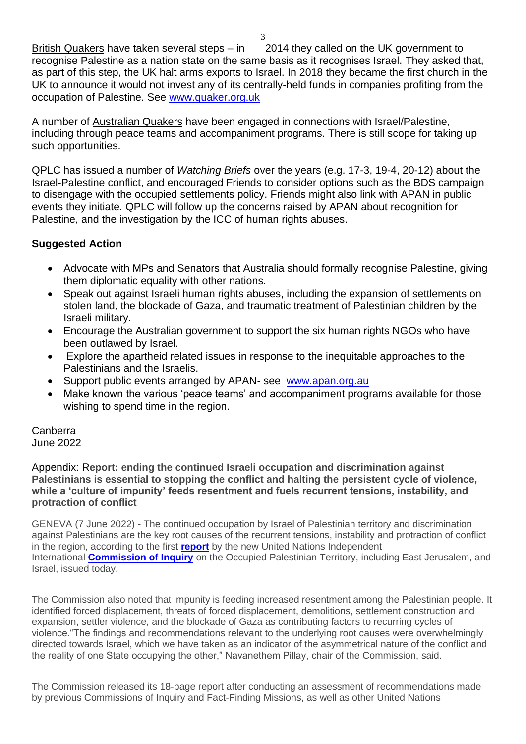British Quakers have taken several steps – in 2014 they called on the UK government to recognise Palestine as a nation state on the same basis as it recognises Israel. They asked that, as part of this step, the UK halt arms exports to Israel. In 2018 they became the first church in the UK to announce it would not invest any of its centrally-held funds in companies profiting from the occupation of Palestine. See [www.quaker.org.uk](www.quaker.org.uk)

A number of Australian Quakers have been engaged in connections with Israel/Palestine, including through peace teams and accompaniment programs. There is still scope for taking up such opportunities.

QPLC has issued a number of *Watching Briefs* over the years (e.g. 17-3, 19-4, 20-12) about the Israel-Palestine conflict, and encouraged Friends to consider options such as the BDS campaign to disengage with the occupied settlements policy. Friends might also link with APAN in public events they initiate. QPLC will follow up the concerns raised by APAN about recognition for Palestine, and the investigation by the ICC of human rights abuses.

**Suggested Action**

- Advocate with MPs and Senators that Australia should formally recognise Palestine, giving them diplomatic equality with other nations.
- Speak out against Israeli human rights abuses, including the expansion of settlements on stolen land, the blockade of Gaza, and traumatic treatment of Palestinian children by the Israeli military.
- Encourage the Australian government to support the six human rights NGOs who have been outlawed by Israel.
- Explore the apartheid related issues in response to the inequitable approaches to the Palestinians and the Israelis.
- Support public events arranged by APAN- see [www.apan.org.au](www.apan.org.au)
- Make known the various 'peace teams' and accompaniment programs available for those wishing to spend time in the region.

Canberra
June 2022

Appendix: **Report: ending the continued Israeli occupation and discrimination against Palestinians is essential to stopping the conflict and halting the persistent cycle of violence, while a 'culture of impunity' feeds resentment and fuels recurrent tensions, instability, and protraction of conflict**

GENEVA (7 June 2022) - The continued occupation by Israel of Palestinian territory and discrimination against Palestinians are the key root causes of the recurrent tensions, instability and protraction of conflict in the region, according to the first **report** by the new United Nations Independent International **Commission of Inquiry** on the Occupied Palestinian Territory, including East Jerusalem, and Israel, issued today.

The Commission also noted that impunity is feeding increased resentment among the Palestinian people. It identified forced displacement, threats of forced displacement, demolitions, settlement construction and expansion, settler violence, and the blockade of Gaza as contributing factors to recurring cycles of violence."The findings and recommendations relevant to the underlying root causes were overwhelmingly directed towards Israel, which we have taken as an indicator of the asymmetrical nature of the conflict and the reality of one State occupying the other," Navanethem Pillay, chair of the Commission, said.

The Commission released its 18-page report after conducting an assessment of recommendations made by previous Commissions of Inquiry and Fact-Finding Missions, as well as other United Nations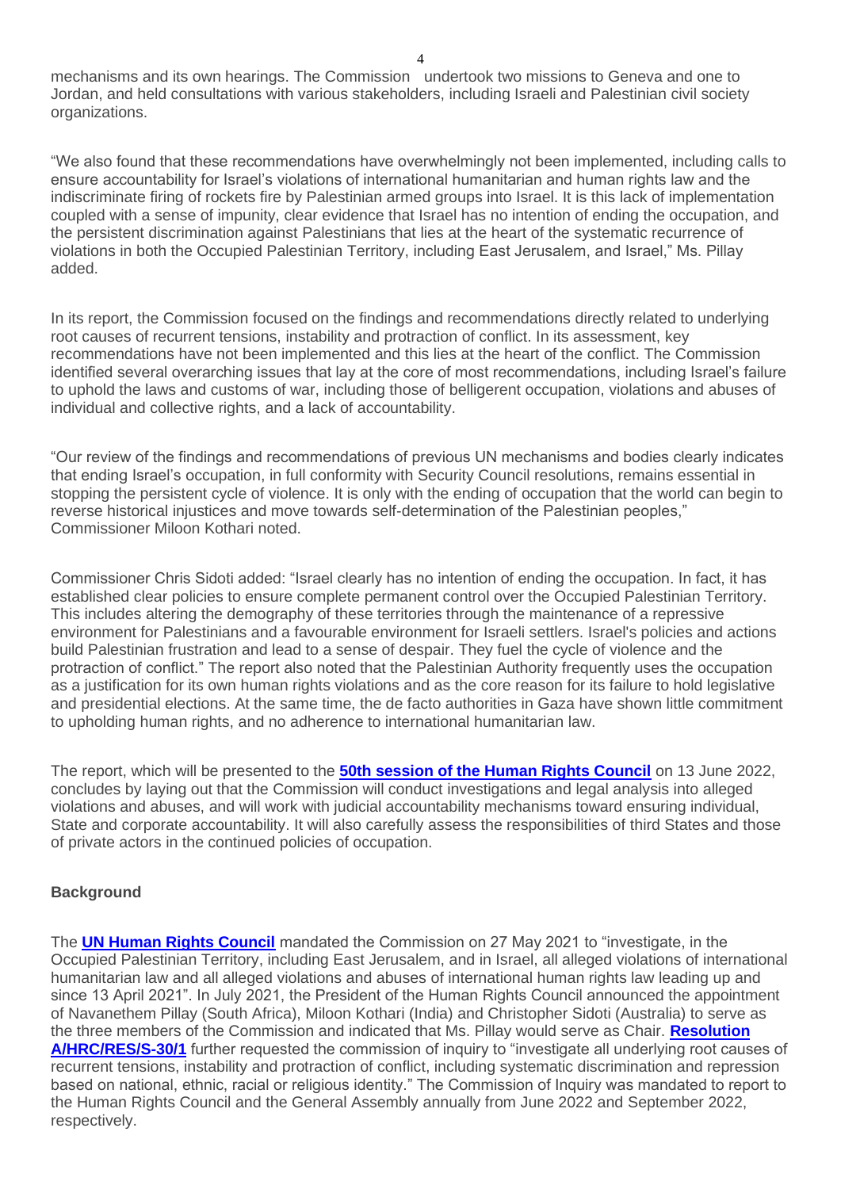mechanisms and its own hearings. The Commission undertook two missions to Geneva and one to Jordan, and held consultations with various stakeholders, including Israeli and Palestinian civil society organizations.

"We also found that these recommendations have overwhelmingly not been implemented, including calls to ensure accountability for Israel's violations of international humanitarian and human rights law and the indiscriminate firing of rockets fire by Palestinian armed groups into Israel. It is this lack of implementation coupled with a sense of impunity, clear evidence that Israel has no intention of ending the occupation, and the persistent discrimination against Palestinians that lies at the heart of the systematic recurrence of violations in both the Occupied Palestinian Territory, including East Jerusalem, and Israel," Ms. Pillay added.

In its report, the Commission focused on the findings and recommendations directly related to underlying root causes of recurrent tensions, instability and protraction of conflict. In its assessment, key recommendations have not been implemented and this lies at the heart of the conflict. The Commission identified several overarching issues that lay at the core of most recommendations, including Israel's failure to uphold the laws and customs of war, including those of belligerent occupation, violations and abuses of individual and collective rights, and a lack of accountability.

"Our review of the findings and recommendations of previous UN mechanisms and bodies clearly indicates that ending Israel's occupation, in full conformity with Security Council resolutions, remains essential in stopping the persistent cycle of violence. It is only with the ending of occupation that the world can begin to reverse historical injustices and move towards self-determination of the Palestinian peoples," Commissioner Miloon Kothari noted.

Commissioner Chris Sidoti added: "Israel clearly has no intention of ending the occupation. In fact, it has established clear policies to ensure complete permanent control over the Occupied Palestinian Territory. This includes altering the demography of these territories through the maintenance of a repressive environment for Palestinians and a favourable environment for Israeli settlers. Israel's policies and actions build Palestinian frustration and lead to a sense of despair. They fuel the cycle of violence and the protraction of conflict." The report also noted that the Palestinian Authority frequently uses the occupation as a justification for its own human rights violations and as the core reason for its failure to hold legislative and presidential elections. At the same time, the de facto authorities in Gaza have shown little commitment to upholding human rights, and no adherence to international humanitarian law.

The report, which will be presented to the **50th session of the Human Rights Council** on 13 June 2022, concludes by laying out that the Commission will conduct investigations and legal analysis into alleged violations and abuses, and will work with judicial accountability mechanisms toward ensuring individual, State and corporate accountability. It will also carefully assess the responsibilities of third States and those of private actors in the continued policies of occupation.

**Background**

The **UN Human Rights Council** mandated the Commission on 27 May 2021 to "investigate, in the Occupied Palestinian Territory, including East Jerusalem, and in Israel, all alleged violations of international humanitarian law and all alleged violations and abuses of international human rights law leading up and since 13 April 2021". In July 2021, the President of the Human Rights Council announced the appointment of Navanethem Pillay (South Africa), Miloon Kothari (India) and Christopher Sidoti (Australia) to serve as the three members of the Commission and indicated that Ms. Pillay would serve as Chair. **Resolution A/HRC/RES/S-30/1** further requested the commission of inquiry to "investigate all underlying root causes of recurrent tensions, instability and protraction of conflict, including systematic discrimination and repression based on national, ethnic, racial or religious identity." The Commission of Inquiry was mandated to report to the Human Rights Council and the General Assembly annually from June 2022 and September 2022, respectively.